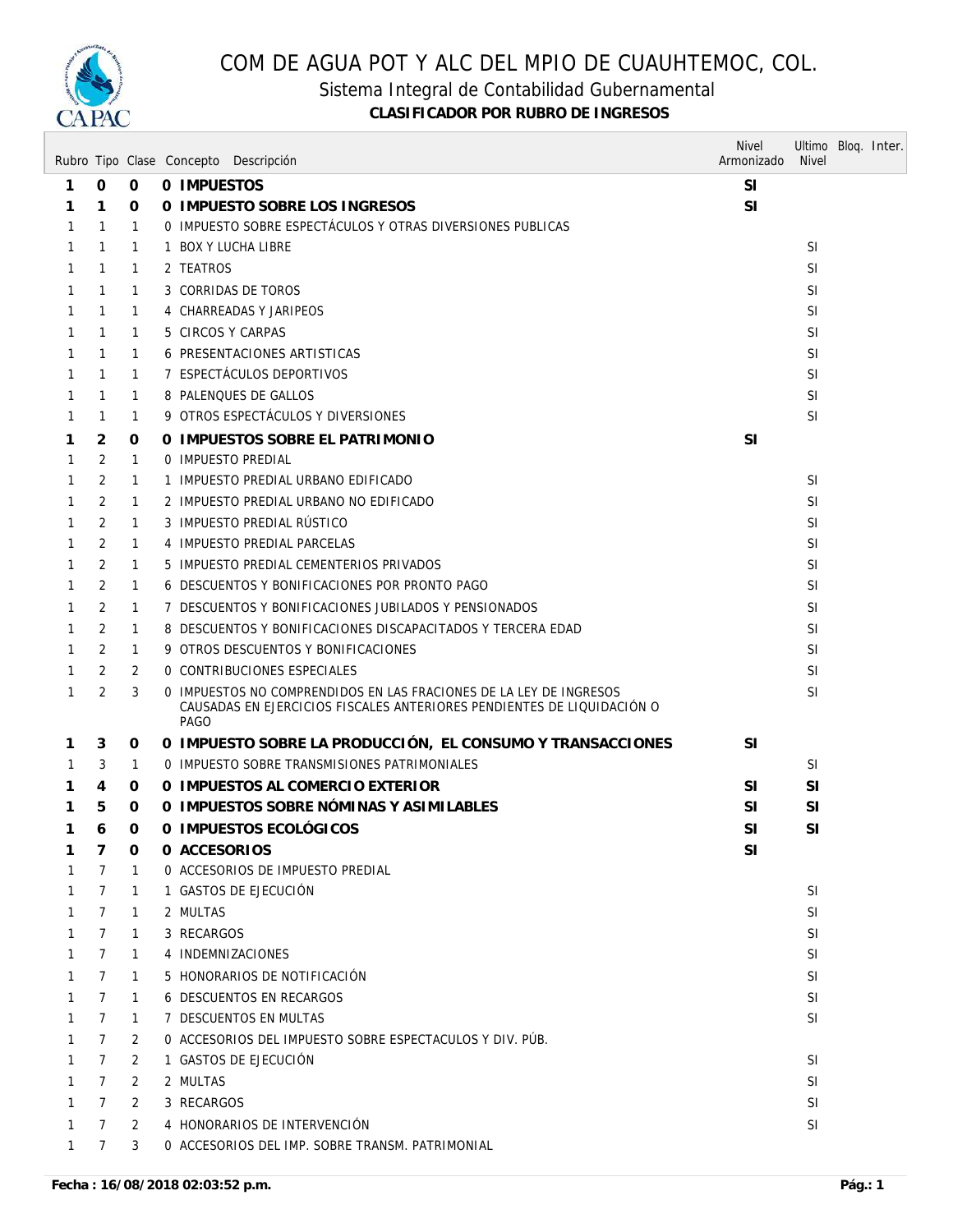# COM DE AGUA POT Y ALC DEL MPIO DE CUAUHTEMOC, COL.

## Sistema Integral de Contabilidad Gubernamental

### CLASIFICADOR POR RUBRO DE INGRESOS

| Rubro | Tipo | Clase | Concepto | Descripción | Nivel Armonizado | Ultimo Nivel | Bloq. | Inter. |
|---|---|---|---|---|---|---|---|---|
| **1** | **0** | **0** | **0** | **IMPUESTOS** | **SI** | | | |
| **1** | **1** | **0** | **0** | **IMPUESTO SOBRE LOS INGRESOS** | **SI** | | | |
| 1 | 1 | 1 | 0 | IMPUESTO SOBRE ESPECTÁCULOS Y OTRAS DIVERSIONES PUBLICAS | | | | |
| 1 | 1 | 1 | 1 | BOX Y LUCHA LIBRE | | SI | | |
| 1 | 1 | 1 | 2 | TEATROS | | SI | | |
| 1 | 1 | 1 | 3 | CORRIDAS DE TOROS | | SI | | |
| 1 | 1 | 1 | 4 | CHARREADAS Y JARIPEOS | | SI | | |
| 1 | 1 | 1 | 5 | CIRCOS Y CARPAS | | SI | | |
| 1 | 1 | 1 | 6 | PRESENTACIONES ARTISTICAS | | SI | | |
| 1 | 1 | 1 | 7 | ESPECTÁCULOS DEPORTIVOS | | SI | | |
| 1 | 1 | 1 | 8 | PALENQUES DE GALLOS | | SI | | |
| 1 | 1 | 1 | 9 | OTROS ESPECTÁCULOS Y DIVERSIONES | | SI | | |
| **1** | **2** | **0** | **0** | **IMPUESTOS SOBRE EL PATRIMONIO** | **SI** | | | |
| 1 | 2 | 1 | 0 | IMPUESTO PREDIAL | | | | |
| 1 | 2 | 1 | 1 | IMPUESTO PREDIAL URBANO EDIFICADO | | SI | | |
| 1 | 2 | 1 | 2 | IMPUESTO PREDIAL URBANO NO EDIFICADO | | SI | | |
| 1 | 2 | 1 | 3 | IMPUESTO PREDIAL RÚSTICO | | SI | | |
| 1 | 2 | 1 | 4 | IMPUESTO PREDIAL PARCELAS | | SI | | |
| 1 | 2 | 1 | 5 | IMPUESTO PREDIAL CEMENTERIOS PRIVADOS | | SI | | |
| 1 | 2 | 1 | 6 | DESCUENTOS Y BONIFICACIONES POR PRONTO PAGO | | SI | | |
| 1 | 2 | 1 | 7 | DESCUENTOS Y BONIFICACIONES JUBILADOS Y PENSIONADOS | | SI | | |
| 1 | 2 | 1 | 8 | DESCUENTOS Y BONIFICACIONES DISCAPACITADOS Y TERCERA EDAD | | SI | | |
| 1 | 2 | 1 | 9 | OTROS DESCUENTOS Y BONIFICACIONES | | SI | | |
| 1 | 2 | 2 | 0 | CONTRIBUCIONES ESPECIALES | | SI | | |
| 1 | 2 | 3 | 0 | IMPUESTOS NO COMPRENDIDOS EN LAS FRACIONES DE LA LEY DE INGRESOS CAUSADAS EN EJERCICIOS FISCALES ANTERIORES PENDIENTES DE LIQUIDACIÓN O PAGO | | SI | | |
| **1** | **3** | **0** | **0** | **IMPUESTO SOBRE LA PRODUCCIÓN, EL CONSUMO Y TRANSACCIONES** | **SI** | | | |
| 1 | 3 | 1 | 0 | IMPUESTO SOBRE TRANSMISIONES PATRIMONIALES | | SI | | |
| **1** | **4** | **0** | **0** | **IMPUESTOS AL COMERCIO EXTERIOR** | **SI** | **SI** | | |
| **1** | **5** | **0** | **0** | **IMPUESTOS SOBRE NÓMINAS Y ASIMILABLES** | **SI** | **SI** | | |
| **1** | **6** | **0** | **0** | **IMPUESTOS ECOLÓGICOS** | **SI** | **SI** | | |
| **1** | **7** | **0** | **0** | **ACCESORIOS** | **SI** | | | |
| 1 | 7 | 1 | 0 | ACCESORIOS DE IMPUESTO PREDIAL | | | | |
| 1 | 7 | 1 | 1 | GASTOS DE EJECUCIÓN | | SI | | |
| 1 | 7 | 1 | 2 | MULTAS | | SI | | |
| 1 | 7 | 1 | 3 | RECARGOS | | SI | | |
| 1 | 7 | 1 | 4 | INDEMNIZACIONES | | SI | | |
| 1 | 7 | 1 | 5 | HONORARIOS DE NOTIFICACIÓN | | SI | | |
| 1 | 7 | 1 | 6 | DESCUENTOS EN RECARGOS | | SI | | |
| 1 | 7 | 1 | 7 | DESCUENTOS EN MULTAS | | SI | | |
| 1 | 7 | 2 | 0 | ACCESORIOS DEL IMPUESTO SOBRE ESPECTACULOS Y DIV. PÚB. | | | | |
| 1 | 7 | 2 | 1 | GASTOS DE EJECUCIÓN | | SI | | |
| 1 | 7 | 2 | 2 | MULTAS | | SI | | |
| 1 | 7 | 2 | 3 | RECARGOS | | SI | | |
| 1 | 7 | 2 | 4 | HONORARIOS DE INTERVENCIÓN | | SI | | |
| 1 | 7 | 3 | 0 | ACCESORIOS DEL IMP. SOBRE TRANSM. PATRIMONIAL | | | | |

**Fecha : 16/08/2018 02:03:52 p.m.**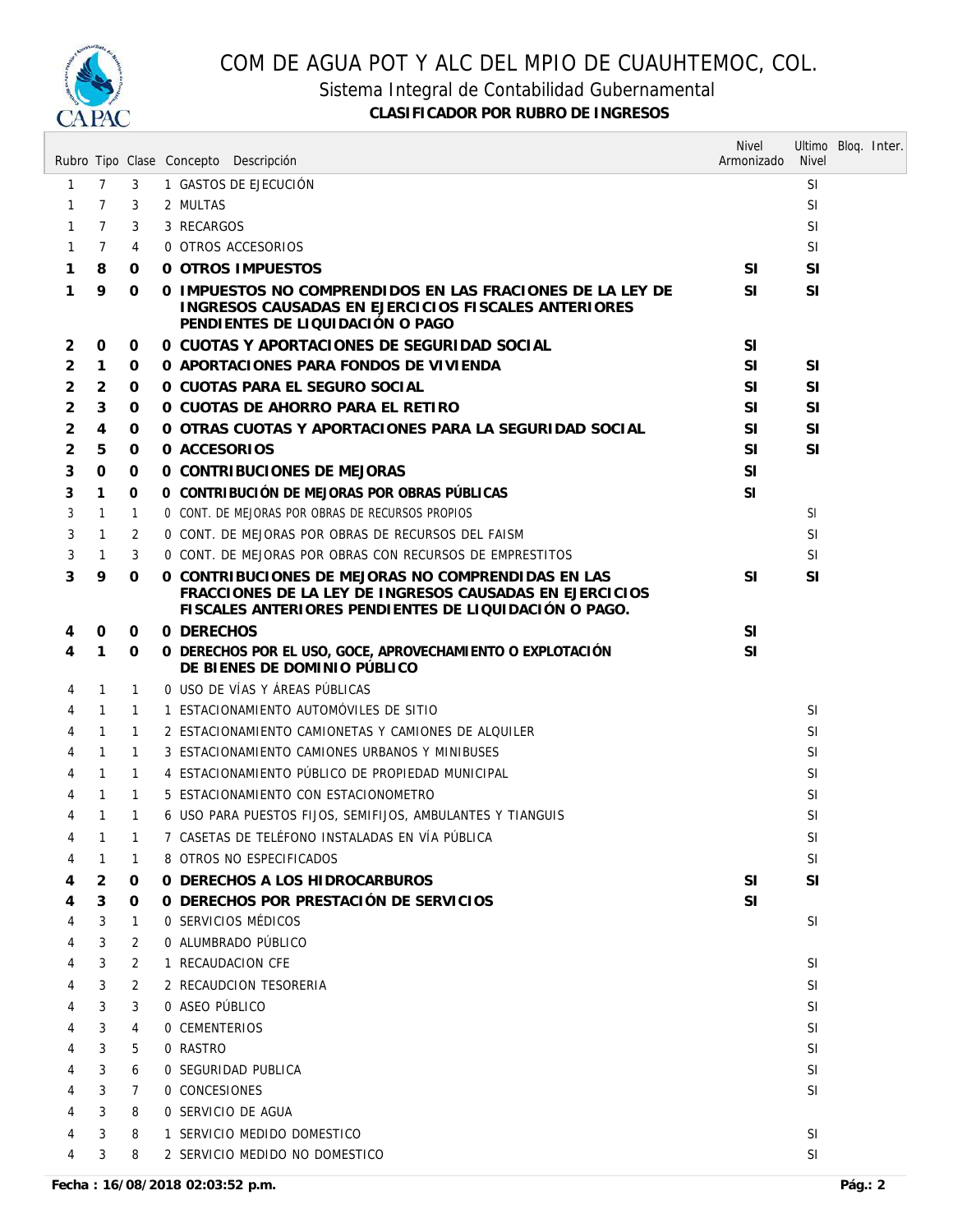# COM DE AGUA POT Y ALC DEL MPIO DE CUAUHTEMOC, COL.

## Sistema Integral de Contabilidad Gubernamental

### CLASIFICADOR POR RUBRO DE INGRESOS

| Rubro | Tipo | Clase | Concepto | Descripción | Nivel Armonizado | Ultimo Nivel | Bloq. | Inter. |
|---|---|---|---|---|---|---|---|---|
| 1 | 7 | 3 | 1 | GASTOS DE EJECUCIÓN | | SI | | |
| 1 | 7 | 3 | 2 | MULTAS | | SI | | |
| 1 | 7 | 3 | 3 | RECARGOS | | SI | | |
| 1 | 7 | 4 | 0 | OTROS ACCESORIOS | | SI | | |
| **1** | **8** | **0** | **0** | **OTROS IMPUESTOS** | **SI** | **SI** | | |
| **1** | **9** | **0** | **0** | **IMPUESTOS NO COMPRENDIDOS EN LAS FRACIONES DE LA LEY DE INGRESOS CAUSADAS EN EJERCICIOS FISCALES ANTERIORES PENDIENTES DE LIQUIDACIÓN O PAGO** | **SI** | **SI** | | |
| **2** | **0** | **0** | **0** | **CUOTAS Y APORTACIONES DE SEGURIDAD SOCIAL** | **SI** | | | |
| **2** | **1** | **0** | **0** | **APORTACIONES PARA FONDOS DE VIVIENDA** | **SI** | **SI** | | |
| **2** | **2** | **0** | **0** | **CUOTAS PARA EL SEGURO SOCIAL** | **SI** | **SI** | | |
| **2** | **3** | **0** | **0** | **CUOTAS DE AHORRO PARA EL RETIRO** | **SI** | **SI** | | |
| **2** | **4** | **0** | **0** | **OTRAS CUOTAS Y APORTACIONES PARA LA SEGURIDAD SOCIAL** | **SI** | **SI** | | |
| **2** | **5** | **0** | **0** | **ACCESORIOS** | **SI** | **SI** | | |
| **3** | **0** | **0** | **0** | **CONTRIBUCIONES DE MEJORAS** | **SI** | | | |
| **3** | **1** | **0** | **0** | **CONTRIBUCIÓN DE MEJORAS POR OBRAS PÚBLICAS** | **SI** | | | |
| 3 | 1 | 1 | 0 | CONT. DE MEJORAS POR OBRAS DE RECURSOS PROPIOS | | SI | | |
| 3 | 1 | 2 | 0 | CONT. DE MEJORAS POR OBRAS DE RECURSOS DEL FAISM | | SI | | |
| 3 | 1 | 3 | 0 | CONT. DE MEJORAS POR OBRAS CON RECURSOS DE EMPRESTITOS | | SI | | |
| **3** | **9** | **0** | **0** | **CONTRIBUCIONES DE MEJORAS NO COMPRENDIDAS EN LAS FRACCIONES DE LA LEY DE INGRESOS CAUSADAS EN EJERCICIOS FISCALES ANTERIORES PENDIENTES DE LIQUIDACIÓN O PAGO.** | **SI** | **SI** | | |
| **4** | **0** | **0** | **0** | **DERECHOS** | **SI** | | | |
| **4** | **1** | **0** | **0** | **DERECHOS POR EL USO, GOCE, APROVECHAMIENTO O EXPLOTACIÓN DE BIENES DE DOMINIO PÚBLICO** | **SI** | | | |
| 4 | 1 | 1 | 0 | USO DE VÍAS Y ÁREAS PÚBLICAS | | | | |
| 4 | 1 | 1 | 1 | ESTACIONAMIENTO AUTOMÓVILES DE SITIO | | SI | | |
| 4 | 1 | 1 | 2 | ESTACIONAMIENTO CAMIONETAS Y CAMIONES DE ALQUILER | | SI | | |
| 4 | 1 | 1 | 3 | ESTACIONAMIENTO CAMIONES URBANOS Y MINIBUSES | | SI | | |
| 4 | 1 | 1 | 4 | ESTACIONAMIENTO PÚBLICO DE PROPIEDAD MUNICIPAL | | SI | | |
| 4 | 1 | 1 | 5 | ESTACIONAMIENTO CON ESTACIONOMETRO | | SI | | |
| 4 | 1 | 1 | 6 | USO PARA PUESTOS FIJOS, SEMIFIJOS, AMBULANTES Y TIANGUIS | | SI | | |
| 4 | 1 | 1 | 7 | CASETAS DE TELÉFONO INSTALADAS EN VÍA PÚBLICA | | SI | | |
| 4 | 1 | 1 | 8 | OTROS NO ESPECIFICADOS | | SI | | |
| **4** | **2** | **0** | **0** | **DERECHOS A LOS HIDROCARBUROS** | **SI** | **SI** | | |
| **4** | **3** | **0** | **0** | **DERECHOS POR PRESTACIÓN DE SERVICIOS** | **SI** | | | |
| 4 | 3 | 1 | 0 | SERVICIOS MÉDICOS | | SI | | |
| 4 | 3 | 2 | 0 | ALUMBRADO PÚBLICO | | | | |
| 4 | 3 | 2 | 1 | RECAUDACION CFE | | SI | | |
| 4 | 3 | 2 | 2 | RECAUDCION TESORERIA | | SI | | |
| 4 | 3 | 3 | 0 | ASEO PÚBLICO | | SI | | |
| 4 | 3 | 4 | 0 | CEMENTERIOS | | SI | | |
| 4 | 3 | 5 | 0 | RASTRO | | SI | | |
| 4 | 3 | 6 | 0 | SEGURIDAD PUBLICA | | SI | | |
| 4 | 3 | 7 | 0 | CONCESIONES | | SI | | |
| 4 | 3 | 8 | 0 | SERVICIO DE AGUA | | | | |
| 4 | 3 | 8 | 1 | SERVICIO MEDIDO DOMESTICO | | SI | | |
| 4 | 3 | 8 | 2 | SERVICIO MEDIDO NO DOMESTICO | | SI | | |

**Fecha : 16/08/2018 02:03:52 p.m.**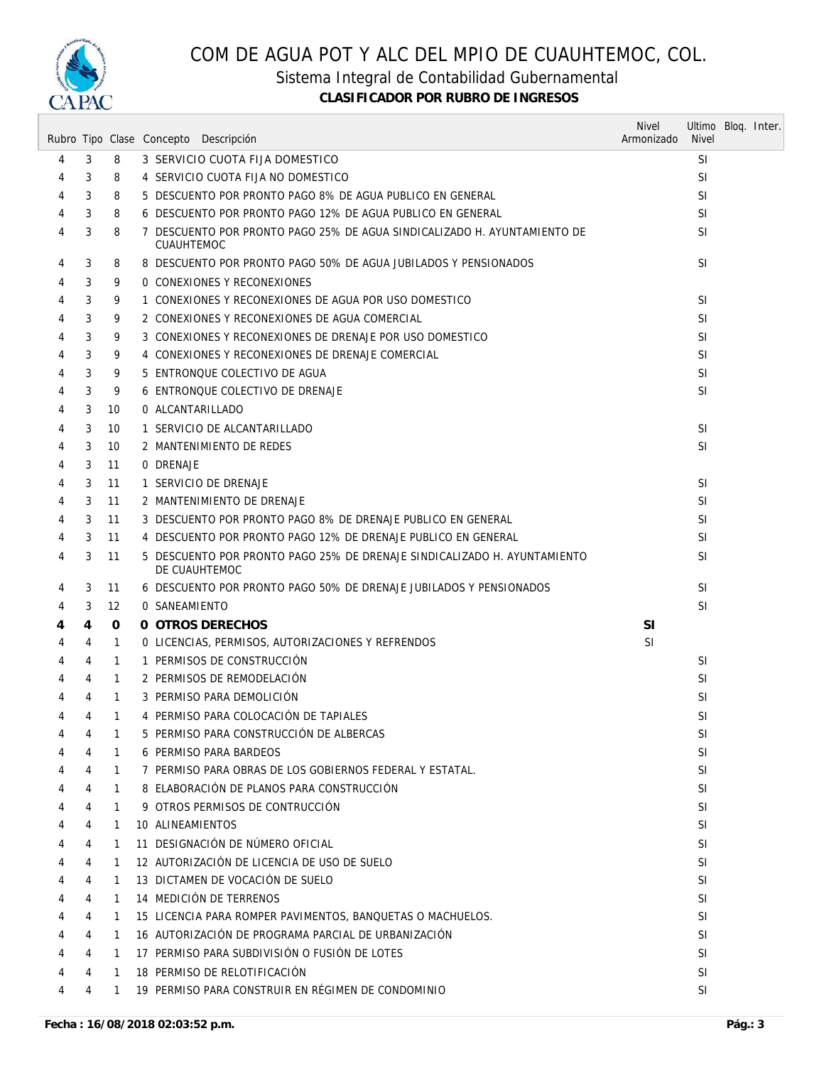# COM DE AGUA POT Y ALC DEL MPIO DE CUAUHTEMOC, COL.

## Sistema Integral de Contabilidad Gubernamental

### CLASIFICADOR POR RUBRO DE INGRESOS

| Rubro | Tipo | Clase | Concepto | Descripción | Nivel Armonizado | Ultimo Nivel | Bloq. | Inter. |
|---|---|---|---|---|---|---|---|---|
| 4 | 3 | 8 | 3 | SERVICIO CUOTA FIJA DOMESTICO | | SI | | |
| 4 | 3 | 8 | 4 | SERVICIO CUOTA FIJA NO DOMESTICO | | SI | | |
| 4 | 3 | 8 | 5 | DESCUENTO POR PRONTO PAGO 8% DE AGUA PUBLICO EN GENERAL | | SI | | |
| 4 | 3 | 8 | 6 | DESCUENTO POR PRONTO PAGO 12% DE AGUA PUBLICO EN GENERAL | | SI | | |
| 4 | 3 | 8 | 7 | DESCUENTO POR PRONTO PAGO 25% DE AGUA SINDICALIZADO H. AYUNTAMIENTO DE CUAUHTEMOC | | SI | | |
| 4 | 3 | 8 | 8 | DESCUENTO POR PRONTO PAGO 50% DE AGUA JUBILADOS Y PENSIONADOS | | SI | | |
| 4 | 3 | 9 | 0 | CONEXIONES Y RECONEXIONES | | | | |
| 4 | 3 | 9 | 1 | CONEXIONES Y RECONEXIONES DE AGUA POR USO DOMESTICO | | SI | | |
| 4 | 3 | 9 | 2 | CONEXIONES Y RECONEXIONES DE AGUA COMERCIAL | | SI | | |
| 4 | 3 | 9 | 3 | CONEXIONES Y RECONEXIONES DE DRENAJE POR USO DOMESTICO | | SI | | |
| 4 | 3 | 9 | 4 | CONEXIONES Y RECONEXIONES DE DRENAJE COMERCIAL | | SI | | |
| 4 | 3 | 9 | 5 | ENTRONQUE COLECTIVO DE AGUA | | SI | | |
| 4 | 3 | 9 | 6 | ENTRONQUE COLECTIVO DE DRENAJE | | SI | | |
| 4 | 3 | 10 | 0 | ALCANTARILLADO | | | | |
| 4 | 3 | 10 | 1 | SERVICIO DE ALCANTARILLADO | | SI | | |
| 4 | 3 | 10 | 2 | MANTENIMIENTO DE REDES | | SI | | |
| 4 | 3 | 11 | 0 | DRENAJE | | | | |
| 4 | 3 | 11 | 1 | SERVICIO DE DRENAJE | | SI | | |
| 4 | 3 | 11 | 2 | MANTENIMIENTO DE DRENAJE | | SI | | |
| 4 | 3 | 11 | 3 | DESCUENTO POR PRONTO PAGO 8% DE DRENAJE PUBLICO EN GENERAL | | SI | | |
| 4 | 3 | 11 | 4 | DESCUENTO POR PRONTO PAGO 12% DE DRENAJE PUBLICO EN GENERAL | | SI | | |
| 4 | 3 | 11 | 5 | DESCUENTO POR PRONTO PAGO 25% DE DRENAJE SINDICALIZADO H. AYUNTAMIENTO DE CUAUHTEMOC | | SI | | |
| 4 | 3 | 11 | 6 | DESCUENTO POR PRONTO PAGO 50% DE DRENAJE JUBILADOS Y PENSIONADOS | | SI | | |
| 4 | 3 | 12 | 0 | SANEAMIENTO | | SI | | |
| **4** | **4** | **0** | **0** | **OTROS DERECHOS** | **SI** | | | |
| 4 | 4 | 1 | 0 | LICENCIAS, PERMISOS, AUTORIZACIONES Y REFRENDOS | SI | | | |
| 4 | 4 | 1 | 1 | PERMISOS DE CONSTRUCCIÓN | | SI | | |
| 4 | 4 | 1 | 2 | PERMISOS DE REMODELACIÓN | | SI | | |
| 4 | 4 | 1 | 3 | PERMISO PARA DEMOLICIÓN | | SI | | |
| 4 | 4 | 1 | 4 | PERMISO PARA COLOCACIÓN DE TAPIALES | | SI | | |
| 4 | 4 | 1 | 5 | PERMISO PARA CONSTRUCCIÓN DE ALBERCAS | | SI | | |
| 4 | 4 | 1 | 6 | PERMISO PARA BARDEOS | | SI | | |
| 4 | 4 | 1 | 7 | PERMISO PARA OBRAS DE LOS GOBIERNOS FEDERAL Y ESTATAL. | | SI | | |
| 4 | 4 | 1 | 8 | ELABORACIÓN DE PLANOS PARA CONSTRUCCIÓN | | SI | | |
| 4 | 4 | 1 | 9 | OTROS PERMISOS DE CONTRUCCIÓN | | SI | | |
| 4 | 4 | 1 | 10 | ALINEAMIENTOS | | SI | | |
| 4 | 4 | 1 | 11 | DESIGNACIÓN DE NÚMERO OFICIAL | | SI | | |
| 4 | 4 | 1 | 12 | AUTORIZACIÓN DE LICENCIA DE USO DE SUELO | | SI | | |
| 4 | 4 | 1 | 13 | DICTAMEN DE VOCACIÓN DE SUELO | | SI | | |
| 4 | 4 | 1 | 14 | MEDICIÓN DE TERRENOS | | SI | | |
| 4 | 4 | 1 | 15 | LICENCIA PARA ROMPER PAVIMENTOS, BANQUETAS O MACHUELOS. | | SI | | |
| 4 | 4 | 1 | 16 | AUTORIZACIÓN DE PROGRAMA PARCIAL DE URBANIZACIÓN | | SI | | |
| 4 | 4 | 1 | 17 | PERMISO PARA SUBDIVISIÓN O FUSIÓN DE LOTES | | SI | | |
| 4 | 4 | 1 | 18 | PERMISO DE RELOTIFICACIÓN | | SI | | |
| 4 | 4 | 1 | 19 | PERMISO PARA CONSTRUIR EN RÉGIMEN DE CONDOMINIO | | SI | | |

**Fecha : 16/08/2018 02:03:52 p.m.**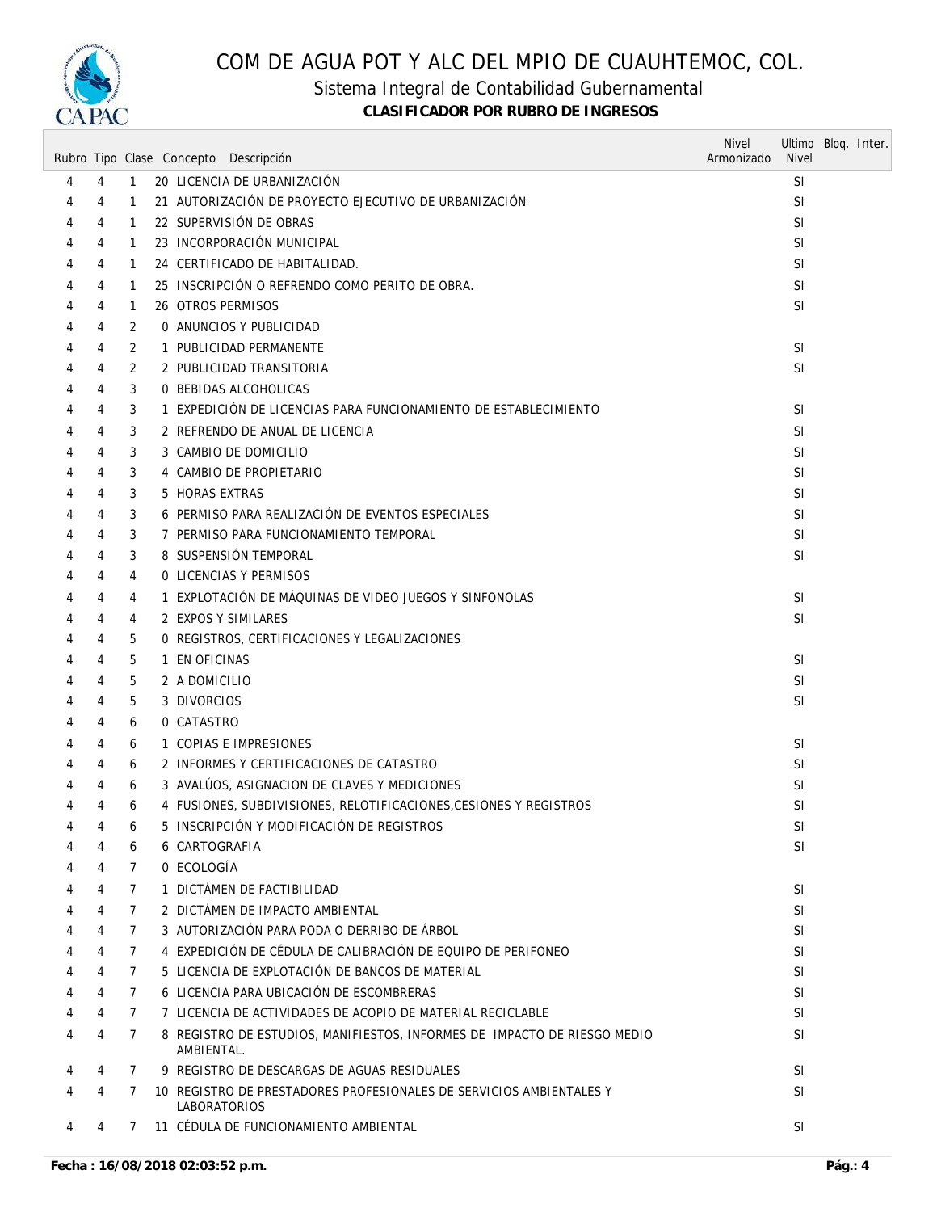# COM DE AGUA POT Y ALC DEL MPIO DE CUAUHTEMOC, COL.

## Sistema Integral de Contabilidad Gubernamental

### CLASIFICADOR POR RUBRO DE INGRESOS

| Rubro | Tipo | Clase | Concepto | Descripción | Nivel Armonizado | Ultimo Nivel | Bloq. | Inter. |
|---|---|---|---|---|---|---|---|---|
| 4 | 4 | 1 | 20 | LICENCIA DE URBANIZACIÓN | | SI | | |
| 4 | 4 | 1 | 21 | AUTORIZACIÓN DE PROYECTO EJECUTIVO DE URBANIZACIÓN | | SI | | |
| 4 | 4 | 1 | 22 | SUPERVISIÓN DE OBRAS | | SI | | |
| 4 | 4 | 1 | 23 | INCORPORACIÓN MUNICIPAL | | SI | | |
| 4 | 4 | 1 | 24 | CERTIFICADO DE HABITALIDAD. | | SI | | |
| 4 | 4 | 1 | 25 | INSCRIPCIÓN O REFRENDO COMO PERITO DE OBRA. | | SI | | |
| 4 | 4 | 1 | 26 | OTROS PERMISOS | | SI | | |
| 4 | 4 | 2 | 0 | ANUNCIOS Y PUBLICIDAD | | | | |
| 4 | 4 | 2 | 1 | PUBLICIDAD PERMANENTE | | SI | | |
| 4 | 4 | 2 | 2 | PUBLICIDAD TRANSITORIA | | SI | | |
| 4 | 4 | 3 | 0 | BEBIDAS ALCOHOLICAS | | | | |
| 4 | 4 | 3 | 1 | EXPEDICIÓN DE LICENCIAS PARA FUNCIONAMIENTO DE ESTABLECIMIENTO | | SI | | |
| 4 | 4 | 3 | 2 | REFRENDO DE ANUAL DE LICENCIA | | SI | | |
| 4 | 4 | 3 | 3 | CAMBIO DE DOMICILIO | | SI | | |
| 4 | 4 | 3 | 4 | CAMBIO DE PROPIETARIO | | SI | | |
| 4 | 4 | 3 | 5 | HORAS EXTRAS | | SI | | |
| 4 | 4 | 3 | 6 | PERMISO PARA REALIZACIÓN DE EVENTOS ESPECIALES | | SI | | |
| 4 | 4 | 3 | 7 | PERMISO PARA FUNCIONAMIENTO TEMPORAL | | SI | | |
| 4 | 4 | 3 | 8 | SUSPENSIÓN TEMPORAL | | SI | | |
| 4 | 4 | 4 | 0 | LICENCIAS Y PERMISOS | | | | |
| 4 | 4 | 4 | 1 | EXPLOTACIÓN DE MÁQUINAS DE VIDEO JUEGOS Y SINFONOLAS | | SI | | |
| 4 | 4 | 4 | 2 | EXPOS Y SIMILARES | | SI | | |
| 4 | 4 | 5 | 0 | REGISTROS, CERTIFICACIONES Y LEGALIZACIONES | | | | |
| 4 | 4 | 5 | 1 | EN OFICINAS | | SI | | |
| 4 | 4 | 5 | 2 | A DOMICILIO | | SI | | |
| 4 | 4 | 5 | 3 | DIVORCIOS | | SI | | |
| 4 | 4 | 6 | 0 | CATASTRO | | | | |
| 4 | 4 | 6 | 1 | COPIAS E IMPRESIONES | | SI | | |
| 4 | 4 | 6 | 2 | INFORMES Y CERTIFICACIONES DE CATASTRO | | SI | | |
| 4 | 4 | 6 | 3 | AVALÚOS, ASIGNACION DE CLAVES Y MEDICIONES | | SI | | |
| 4 | 4 | 6 | 4 | FUSIONES, SUBDIVISIONES, RELOTIFICACIONES,CESIONES Y REGISTROS | | SI | | |
| 4 | 4 | 6 | 5 | INSCRIPCIÓN Y MODIFICACIÓN DE REGISTROS | | SI | | |
| 4 | 4 | 6 | 6 | CARTOGRAFIA | | SI | | |
| 4 | 4 | 7 | 0 | ECOLOGÍA | | | | |
| 4 | 4 | 7 | 1 | DICTÁMEN DE FACTIBILIDAD | | SI | | |
| 4 | 4 | 7 | 2 | DICTÁMEN DE IMPACTO AMBIENTAL | | SI | | |
| 4 | 4 | 7 | 3 | AUTORIZACIÓN PARA PODA O DERRIBO DE ÁRBOL | | SI | | |
| 4 | 4 | 7 | 4 | EXPEDICIÓN DE CÉDULA DE CALIBRACIÓN DE EQUIPO DE PERIFONEO | | SI | | |
| 4 | 4 | 7 | 5 | LICENCIA DE EXPLOTACIÓN DE BANCOS DE MATERIAL | | SI | | |
| 4 | 4 | 7 | 6 | LICENCIA PARA UBICACIÓN DE ESCOMBRERAS | | SI | | |
| 4 | 4 | 7 | 7 | LICENCIA DE ACTIVIDADES DE ACOPIO DE MATERIAL RECICLABLE | | SI | | |
| 4 | 4 | 7 | 8 | REGISTRO DE ESTUDIOS, MANIFIESTOS, INFORMES DE IMPACTO DE RIESGO MEDIO AMBIENTAL. | | SI | | |
| 4 | 4 | 7 | 9 | REGISTRO DE DESCARGAS DE AGUAS RESIDUALES | | SI | | |
| 4 | 4 | 7 | 10 | REGISTRO DE PRESTADORES PROFESIONALES DE SERVICIOS AMBIENTALES Y LABORATORIOS | | SI | | |
| 4 | 4 | 7 | 11 | CÉDULA DE FUNCIONAMIENTO AMBIENTAL | | SI | | |

**Fecha : 16/08/2018 02:03:52 p.m.**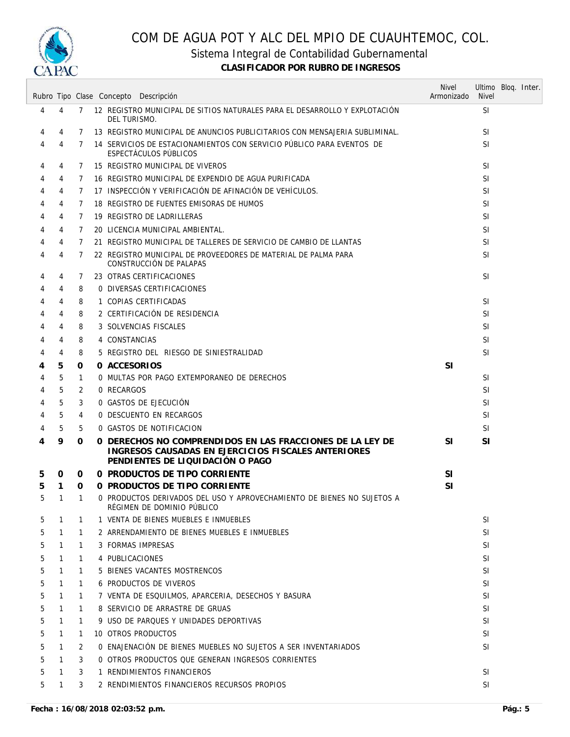# COM DE AGUA POT Y ALC DEL MPIO DE CUAUHTEMOC, COL.

## Sistema Integral de Contabilidad Gubernamental

### CLASIFICADOR POR RUBRO DE INGRESOS

| Rubro | Tipo | Clase | Concepto | Descripción | Nivel Armonizado | Ultimo Nivel | Bloq. | Inter. |
|---|---|---|---|---|---|---|---|---|
| 4 | 4 | 7 | 12 | REGISTRO MUNICIPAL DE SITIOS NATURALES PARA EL DESARROLLO Y EXPLOTACIÓN DEL TURISMO. | | SI | | |
| 4 | 4 | 7 | 13 | REGISTRO MUNICIPAL DE ANUNCIOS PUBLICITARIOS CON MENSAJERIA SUBLIMINAL. | | SI | | |
| 4 | 4 | 7 | 14 | SERVICIOS DE ESTACIONAMIENTOS CON SERVICIO PÚBLICO PARA EVENTOS DE ESPECTÁCULOS PÚBLICOS | | SI | | |
| 4 | 4 | 7 | 15 | REGISTRO MUNICIPAL DE VIVEROS | | SI | | |
| 4 | 4 | 7 | 16 | REGISTRO MUNICIPAL DE EXPENDIO DE AGUA PURIFICADA | | SI | | |
| 4 | 4 | 7 | 17 | INSPECCIÓN Y VERIFICACIÓN DE AFINACIÓN DE VEHÍCULOS. | | SI | | |
| 4 | 4 | 7 | 18 | REGISTRO DE FUENTES EMISORAS DE HUMOS | | SI | | |
| 4 | 4 | 7 | 19 | REGISTRO DE LADRILLERAS | | SI | | |
| 4 | 4 | 7 | 20 | LICENCIA MUNICIPAL AMBIENTAL. | | SI | | |
| 4 | 4 | 7 | 21 | REGISTRO MUNICIPAL DE TALLERES DE SERVICIO DE CAMBIO DE LLANTAS | | SI | | |
| 4 | 4 | 7 | 22 | REGISTRO MUNICIPAL DE PROVEEDORES DE MATERIAL DE PALMA PARA CONSTRUCCIÓN DE PALAPAS | | SI | | |
| 4 | 4 | 7 | 23 | OTRAS CERTIFICACIONES | | SI | | |
| 4 | 4 | 8 | 0 | DIVERSAS CERTIFICACIONES | | | | |
| 4 | 4 | 8 | 1 | COPIAS CERTIFICADAS | | SI | | |
| 4 | 4 | 8 | 2 | CERTIFICACIÓN DE RESIDENCIA | | SI | | |
| 4 | 4 | 8 | 3 | SOLVENCIAS FISCALES | | SI | | |
| 4 | 4 | 8 | 4 | CONSTANCIAS | | SI | | |
| 4 | 4 | 8 | 5 | REGISTRO DEL RIESGO DE SINIESTRALIDAD | | SI | | |
| **4** | **5** | **0** | **0** | **ACCESORIOS** | **SI** | | | |
| 4 | 5 | 1 | 0 | MULTAS POR PAGO EXTEMPORANEO DE DERECHOS | | SI | | |
| 4 | 5 | 2 | 0 | RECARGOS | | SI | | |
| 4 | 5 | 3 | 0 | GASTOS DE EJECUCIÓN | | SI | | |
| 4 | 5 | 4 | 0 | DESCUENTO EN RECARGOS | | SI | | |
| 4 | 5 | 5 | 0 | GASTOS DE NOTIFICACION | | SI | | |
| **4** | **9** | **0** | **0** | **DERECHOS NO COMPRENDIDOS EN LAS FRACCIONES DE LA LEY DE INGRESOS CAUSADAS EN EJERCICIOS FISCALES ANTERIORES PENDIENTES DE LIQUIDACIÓN O PAGO** | **SI** | **SI** | | |
| **5** | **0** | **0** | **0** | **PRODUCTOS DE TIPO CORRIENTE** | **SI** | | | |
| **5** | **1** | **0** | **0** | **PRODUCTOS DE TIPO CORRIENTE** | **SI** | | | |
| 5 | 1 | 1 | 0 | PRODUCTOS DERIVADOS DEL USO Y APROVECHAMIENTO DE BIENES NO SUJETOS A RÉGIMEN DE DOMINIO PÚBLICO | | | | |
| 5 | 1 | 1 | 1 | VENTA DE BIENES MUEBLES E INMUEBLES | | SI | | |
| 5 | 1 | 1 | 2 | ARRENDAMIENTO DE BIENES MUEBLES E INMUEBLES | | SI | | |
| 5 | 1 | 1 | 3 | FORMAS IMPRESAS | | SI | | |
| 5 | 1 | 1 | 4 | PUBLICACIONES | | SI | | |
| 5 | 1 | 1 | 5 | BIENES VACANTES MOSTRENCOS | | SI | | |
| 5 | 1 | 1 | 6 | PRODUCTOS DE VIVEROS | | SI | | |
| 5 | 1 | 1 | 7 | VENTA DE ESQUILMOS, APARCERIA, DESECHOS Y BASURA | | SI | | |
| 5 | 1 | 1 | 8 | SERVICIO DE ARRASTRE DE GRUAS | | SI | | |
| 5 | 1 | 1 | 9 | USO DE PARQUES Y UNIDADES DEPORTIVAS | | SI | | |
| 5 | 1 | 1 | 10 | OTROS PRODUCTOS | | SI | | |
| 5 | 1 | 2 | 0 | ENAJENACIÓN DE BIENES MUEBLES NO SUJETOS A SER INVENTARIADOS | | SI | | |
| 5 | 1 | 3 | 0 | OTROS PRODUCTOS QUE GENERAN INGRESOS CORRIENTES | | | | |
| 5 | 1 | 3 | 1 | RENDIMIENTOS FINANCIEROS | | SI | | |
| 5 | 1 | 3 | 2 | RENDIMIENTOS FINANCIEROS RECURSOS PROPIOS | | SI | | |

**Fecha : 16/08/2018 02:03:52 p.m.**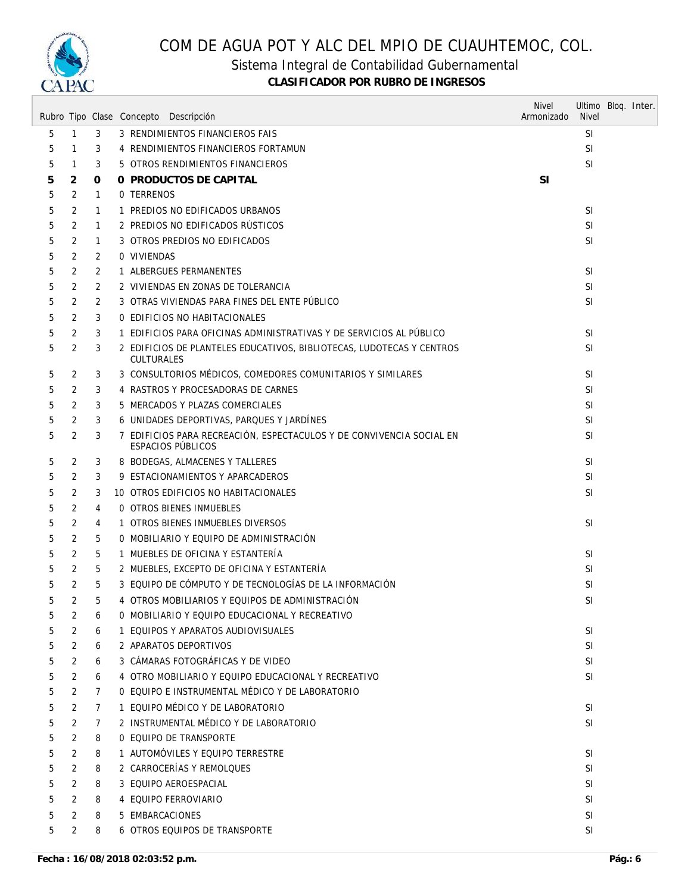# COM DE AGUA POT Y ALC DEL MPIO DE CUAUHTEMOC, COL.

## Sistema Integral de Contabilidad Gubernamental

### CLASIFICADOR POR RUBRO DE INGRESOS

| Rubro | Tipo | Clase | Concepto | Descripción | Nivel Armonizado | Ultimo Nivel | Bloq. | Inter. |
|---|---|---|---|---|---|---|---|---|
| 5 | 1 | 3 | 3 | RENDIMIENTOS FINANCIEROS FAIS | | SI | | |
| 5 | 1 | 3 | 4 | RENDIMIENTOS FINANCIEROS FORTAMUN | | SI | | |
| 5 | 1 | 3 | 5 | OTROS RENDIMIENTOS FINANCIEROS | | SI | | |
| **5** | **2** | **0** | **0** | **PRODUCTOS DE CAPITAL** | **SI** | | | |
| 5 | 2 | 1 | 0 | TERRENOS | | | | |
| 5 | 2 | 1 | 1 | PREDIOS NO EDIFICADOS URBANOS | | SI | | |
| 5 | 2 | 1 | 2 | PREDIOS NO EDIFICADOS RÚSTICOS | | SI | | |
| 5 | 2 | 1 | 3 | OTROS PREDIOS NO EDIFICADOS | | SI | | |
| 5 | 2 | 2 | 0 | VIVIENDAS | | | | |
| 5 | 2 | 2 | 1 | ALBERGUES PERMANENTES | | SI | | |
| 5 | 2 | 2 | 2 | VIVIENDAS EN ZONAS DE TOLERANCIA | | SI | | |
| 5 | 2 | 2 | 3 | OTRAS VIVIENDAS PARA FINES DEL ENTE PÚBLICO | | SI | | |
| 5 | 2 | 3 | 0 | EDIFICIOS NO HABITACIONALES | | | | |
| 5 | 2 | 3 | 1 | EDIFICIOS PARA OFICINAS ADMINISTRATIVAS Y DE SERVICIOS AL PÚBLICO | | SI | | |
| 5 | 2 | 3 | 2 | EDIFICIOS DE PLANTELES EDUCATIVOS, BIBLIOTECAS, LUDOTECAS Y CENTROS CULTURALES | | SI | | |
| 5 | 2 | 3 | 3 | CONSULTORIOS MÉDICOS, COMEDORES COMUNITARIOS Y SIMILARES | | SI | | |
| 5 | 2 | 3 | 4 | RASTROS Y PROCESADORAS DE CARNES | | SI | | |
| 5 | 2 | 3 | 5 | MERCADOS Y PLAZAS COMERCIALES | | SI | | |
| 5 | 2 | 3 | 6 | UNIDADES DEPORTIVAS, PARQUES Y JARDÍNES | | SI | | |
| 5 | 2 | 3 | 7 | EDIFICIOS PARA RECREACIÓN, ESPECTACULOS Y DE CONVIVENCIA SOCIAL EN ESPACIOS PÚBLICOS | | SI | | |
| 5 | 2 | 3 | 8 | BODEGAS, ALMACENES Y TALLERES | | SI | | |
| 5 | 2 | 3 | 9 | ESTACIONAMIENTOS Y APARCADEROS | | SI | | |
| 5 | 2 | 3 | 10 | OTROS EDIFICIOS NO HABITACIONALES | | SI | | |
| 5 | 2 | 4 | 0 | OTROS BIENES INMUEBLES | | | | |
| 5 | 2 | 4 | 1 | OTROS BIENES INMUEBLES DIVERSOS | | SI | | |
| 5 | 2 | 5 | 0 | MOBILIARIO Y EQUIPO DE ADMINISTRACIÓN | | | | |
| 5 | 2 | 5 | 1 | MUEBLES DE OFICINA Y ESTANTERÍA | | SI | | |
| 5 | 2 | 5 | 2 | MUEBLES, EXCEPTO DE OFICINA Y ESTANTERÍA | | SI | | |
| 5 | 2 | 5 | 3 | EQUIPO DE CÓMPUTO Y DE TECNOLOGÍAS DE LA INFORMACIÓN | | SI | | |
| 5 | 2 | 5 | 4 | OTROS MOBILIARIOS Y EQUIPOS DE ADMINISTRACIÓN | | SI | | |
| 5 | 2 | 6 | 0 | MOBILIARIO Y EQUIPO EDUCACIONAL Y RECREATIVO | | | | |
| 5 | 2 | 6 | 1 | EQUIPOS Y APARATOS AUDIOVISUALES | | SI | | |
| 5 | 2 | 6 | 2 | APARATOS DEPORTIVOS | | SI | | |
| 5 | 2 | 6 | 3 | CÁMARAS FOTOGRÁFICAS Y DE VIDEO | | SI | | |
| 5 | 2 | 6 | 4 | OTRO MOBILIARIO Y EQUIPO EDUCACIONAL Y RECREATIVO | | SI | | |
| 5 | 2 | 7 | 0 | EQUIPO E INSTRUMENTAL MÉDICO Y DE LABORATORIO | | | | |
| 5 | 2 | 7 | 1 | EQUIPO MÉDICO Y DE LABORATORIO | | SI | | |
| 5 | 2 | 7 | 2 | INSTRUMENTAL MÉDICO Y DE LABORATORIO | | SI | | |
| 5 | 2 | 8 | 0 | EQUIPO DE TRANSPORTE | | | | |
| 5 | 2 | 8 | 1 | AUTOMÓVILES Y EQUIPO TERRESTRE | | SI | | |
| 5 | 2 | 8 | 2 | CARROCERÍAS Y REMOLQUES | | SI | | |
| 5 | 2 | 8 | 3 | EQUIPO AEROESPACIAL | | SI | | |
| 5 | 2 | 8 | 4 | EQUIPO FERROVIARIO | | SI | | |
| 5 | 2 | 8 | 5 | EMBARCACIONES | | SI | | |
| 5 | 2 | 8 | 6 | OTROS EQUIPOS DE TRANSPORTE | | SI | | |

**Fecha : 16/08/2018 02:03:52 p.m.**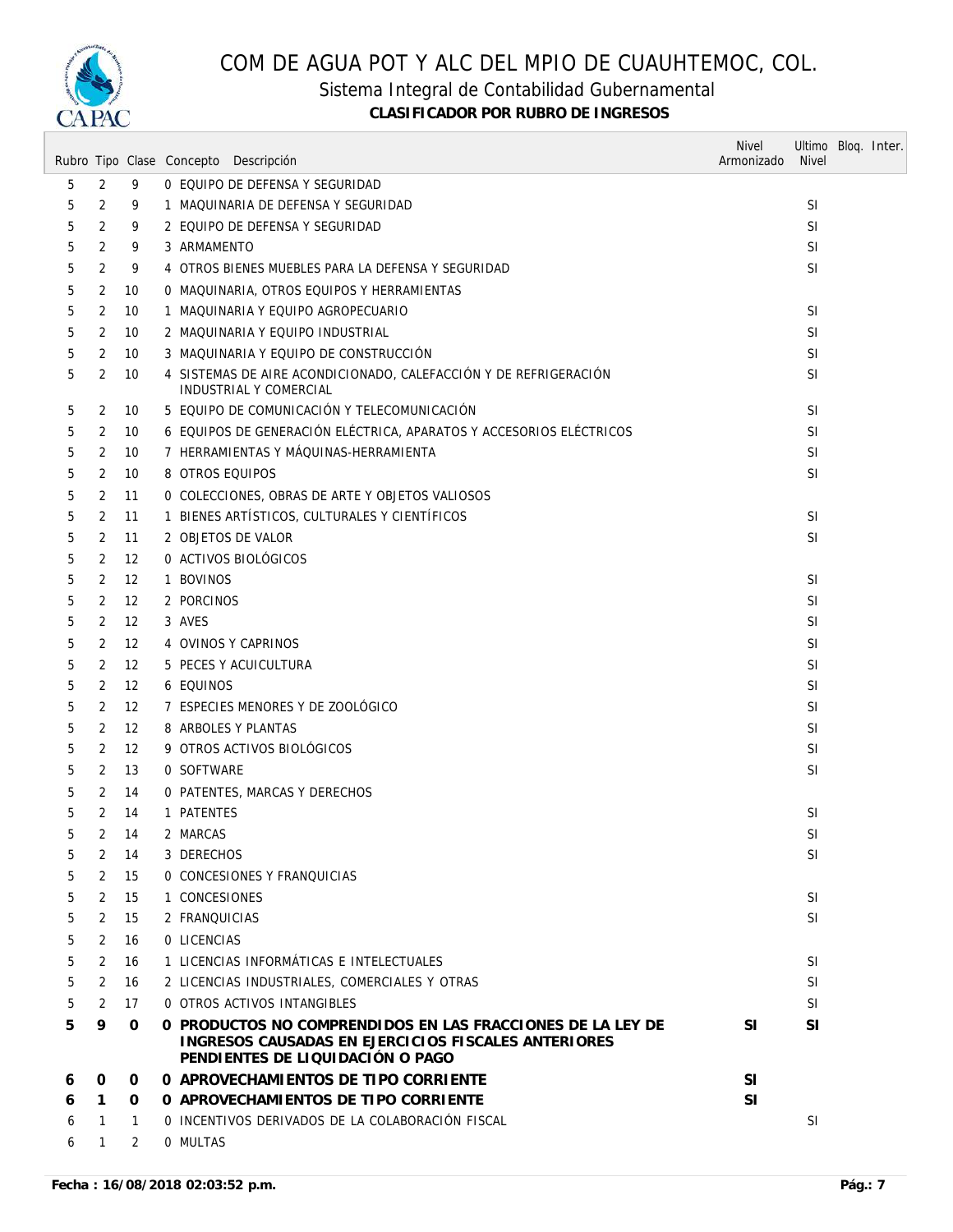# COM DE AGUA POT Y ALC DEL MPIO DE CUAUHTEMOC, COL.

## Sistema Integral de Contabilidad Gubernamental

### CLASIFICADOR POR RUBRO DE INGRESOS

| Rubro | Tipo | Clase | Concepto | Descripción | Nivel Armonizado | Ultimo Nivel | Bloq. | Inter. |
|---|---|---|---|---|---|---|---|---|
| 5 | 2 | 9 | 0 | EQUIPO DE DEFENSA Y SEGURIDAD | | | | |
| 5 | 2 | 9 | 1 | MAQUINARIA DE DEFENSA Y SEGURIDAD | | SI | | |
| 5 | 2 | 9 | 2 | EQUIPO DE DEFENSA Y SEGURIDAD | | SI | | |
| 5 | 2 | 9 | 3 | ARMAMENTO | | SI | | |
| 5 | 2 | 9 | 4 | OTROS BIENES MUEBLES PARA LA DEFENSA Y SEGURIDAD | | SI | | |
| 5 | 2 | 10 | 0 | MAQUINARIA, OTROS EQUIPOS Y HERRAMIENTAS | | | | |
| 5 | 2 | 10 | 1 | MAQUINARIA Y EQUIPO AGROPECUARIO | | SI | | |
| 5 | 2 | 10 | 2 | MAQUINARIA Y EQUIPO INDUSTRIAL | | SI | | |
| 5 | 2 | 10 | 3 | MAQUINARIA Y EQUIPO DE CONSTRUCCIÓN | | SI | | |
| 5 | 2 | 10 | 4 | SISTEMAS DE AIRE ACONDICIONADO, CALEFACCIÓN Y DE REFRIGERACIÓN INDUSTRIAL Y COMERCIAL | | SI | | |
| 5 | 2 | 10 | 5 | EQUIPO DE COMUNICACIÓN Y TELECOMUNICACIÓN | | SI | | |
| 5 | 2 | 10 | 6 | EQUIPOS DE GENERACIÓN ELÉCTRICA, APARATOS Y ACCESORIOS ELÉCTRICOS | | SI | | |
| 5 | 2 | 10 | 7 | HERRAMIENTAS Y MÁQUINAS-HERRAMIENTA | | SI | | |
| 5 | 2 | 10 | 8 | OTROS EQUIPOS | | SI | | |
| 5 | 2 | 11 | 0 | COLECCIONES, OBRAS DE ARTE Y OBJETOS VALIOSOS | | | | |
| 5 | 2 | 11 | 1 | BIENES ARTÍSTICOS, CULTURALES Y CIENTÍFICOS | | SI | | |
| 5 | 2 | 11 | 2 | OBJETOS DE VALOR | | SI | | |
| 5 | 2 | 12 | 0 | ACTIVOS BIOLÓGICOS | | | | |
| 5 | 2 | 12 | 1 | BOVINOS | | SI | | |
| 5 | 2 | 12 | 2 | PORCINOS | | SI | | |
| 5 | 2 | 12 | 3 | AVES | | SI | | |
| 5 | 2 | 12 | 4 | OVINOS Y CAPRINOS | | SI | | |
| 5 | 2 | 12 | 5 | PECES Y ACUICULTURA | | SI | | |
| 5 | 2 | 12 | 6 | EQUINOS | | SI | | |
| 5 | 2 | 12 | 7 | ESPECIES MENORES Y DE ZOOLÓGICO | | SI | | |
| 5 | 2 | 12 | 8 | ARBOLES Y PLANTAS | | SI | | |
| 5 | 2 | 12 | 9 | OTROS ACTIVOS BIOLÓGICOS | | SI | | |
| 5 | 2 | 13 | 0 | SOFTWARE | | SI | | |
| 5 | 2 | 14 | 0 | PATENTES, MARCAS Y DERECHOS | | | | |
| 5 | 2 | 14 | 1 | PATENTES | | SI | | |
| 5 | 2 | 14 | 2 | MARCAS | | SI | | |
| 5 | 2 | 14 | 3 | DERECHOS | | SI | | |
| 5 | 2 | 15 | 0 | CONCESIONES Y FRANQUICIAS | | | | |
| 5 | 2 | 15 | 1 | CONCESIONES | | SI | | |
| 5 | 2 | 15 | 2 | FRANQUICIAS | | SI | | |
| 5 | 2 | 16 | 0 | LICENCIAS | | | | |
| 5 | 2 | 16 | 1 | LICENCIAS INFORMÁTICAS E INTELECTUALES | | SI | | |
| 5 | 2 | 16 | 2 | LICENCIAS INDUSTRIALES, COMERCIALES Y OTRAS | | SI | | |
| 5 | 2 | 17 | 0 | OTROS ACTIVOS INTANGIBLES | | SI | | |
| **5** | **9** | **0** | **0** | **PRODUCTOS NO COMPRENDIDOS EN LAS FRACCIONES DE LA LEY DE INGRESOS CAUSADAS EN EJERCICIOS FISCALES ANTERIORES PENDIENTES DE LIQUIDACIÓN O PAGO** | **SI** | **SI** | | |
| **6** | **0** | **0** | **0** | **APROVECHAMIENTOS DE TIPO CORRIENTE** | **SI** | | | |
| **6** | **1** | **0** | **0** | **APROVECHAMIENTOS DE TIPO CORRIENTE** | **SI** | | | |
| 6 | 1 | 1 | 0 | INCENTIVOS DERIVADOS DE LA COLABORACIÓN FISCAL | | SI | | |
| 6 | 1 | 2 | 0 | MULTAS | | | | |

**Fecha : 16/08/2018 02:03:52 p.m.**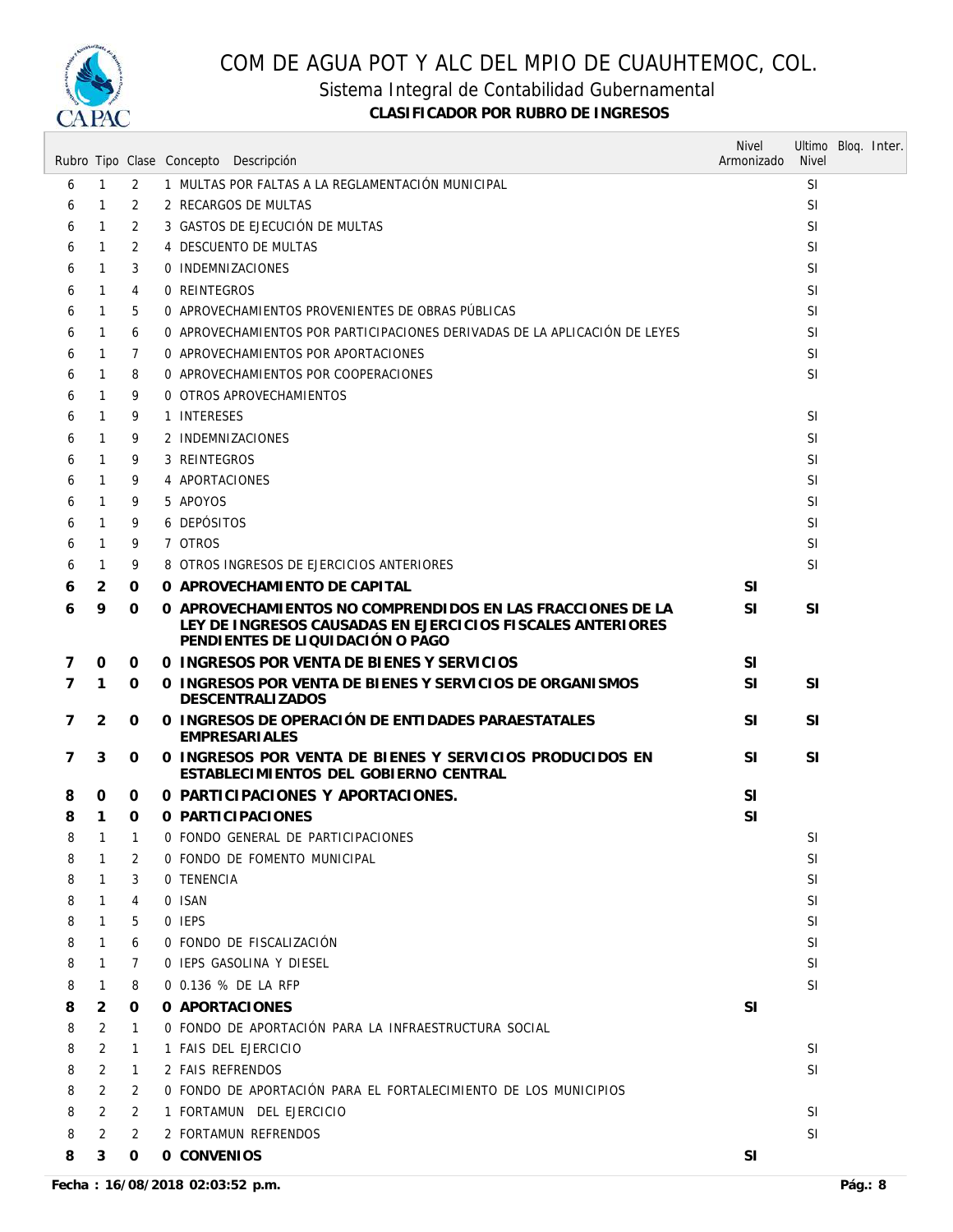# COM DE AGUA POT Y ALC DEL MPIO DE CUAUHTEMOC, COL.

## Sistema Integral de Contabilidad Gubernamental

### CLASIFICADOR POR RUBRO DE INGRESOS

| Rubro | Tipo | Clase | Concepto | Descripción | Nivel Armonizado | Ultimo Nivel | Bloq. | Inter. |
|---|---|---|---|---|---|---|---|---|
| 6 | 1 | 2 | 1 | MULTAS POR FALTAS A LA REGLAMENTACIÓN MUNICIPAL | | SI | | |
| 6 | 1 | 2 | 2 | RECARGOS DE MULTAS | | SI | | |
| 6 | 1 | 2 | 3 | GASTOS DE EJECUCIÓN DE MULTAS | | SI | | |
| 6 | 1 | 2 | 4 | DESCUENTO DE MULTAS | | SI | | |
| 6 | 1 | 3 | 0 | INDEMNIZACIONES | | SI | | |
| 6 | 1 | 4 | 0 | REINTEGROS | | SI | | |
| 6 | 1 | 5 | 0 | APROVECHAMIENTOS PROVENIENTES DE OBRAS PÚBLICAS | | SI | | |
| 6 | 1 | 6 | 0 | APROVECHAMIENTOS POR PARTICIPACIONES DERIVADAS DE LA APLICACIÓN DE LEYES | | SI | | |
| 6 | 1 | 7 | 0 | APROVECHAMIENTOS POR APORTACIONES | | SI | | |
| 6 | 1 | 8 | 0 | APROVECHAMIENTOS POR COOPERACIONES | | SI | | |
| 6 | 1 | 9 | 0 | OTROS APROVECHAMIENTOS | | | | |
| 6 | 1 | 9 | 1 | INTERESES | | SI | | |
| 6 | 1 | 9 | 2 | INDEMNIZACIONES | | SI | | |
| 6 | 1 | 9 | 3 | REINTEGROS | | SI | | |
| 6 | 1 | 9 | 4 | APORTACIONES | | SI | | |
| 6 | 1 | 9 | 5 | APOYOS | | SI | | |
| 6 | 1 | 9 | 6 | DEPÓSITOS | | SI | | |
| 6 | 1 | 9 | 7 | OTROS | | SI | | |
| 6 | 1 | 9 | 8 | OTROS INGRESOS DE EJERCICIOS ANTERIORES | | SI | | |
| **6** | **2** | **0** | **0** | **APROVECHAMIENTO DE CAPITAL** | **SI** | | | |
| **6** | **9** | **0** | **0** | **APROVECHAMIENTOS NO COMPRENDIDOS EN LAS FRACCIONES DE LA LEY DE INGRESOS CAUSADAS EN EJERCICIOS FISCALES ANTERIORES PENDIENTES DE LIQUIDACIÓN O PAGO** | **SI** | **SI** | | |
| **7** | **0** | **0** | **0** | **INGRESOS POR VENTA DE BIENES Y SERVICIOS** | **SI** | | | |
| **7** | **1** | **0** | **0** | **INGRESOS POR VENTA DE BIENES Y SERVICIOS DE ORGANISMOS DESCENTRALIZADOS** | **SI** | **SI** | | |
| **7** | **2** | **0** | **0** | **INGRESOS DE OPERACIÓN DE ENTIDADES PARAESTATALES EMPRESARIALES** | **SI** | **SI** | | |
| **7** | **3** | **0** | **0** | **INGRESOS POR VENTA DE BIENES Y SERVICIOS PRODUCIDOS EN ESTABLECIMIENTOS DEL GOBIERNO CENTRAL** | **SI** | **SI** | | |
| **8** | **0** | **0** | **0** | **PARTICIPACIONES Y APORTACIONES.** | **SI** | | | |
| **8** | **1** | **0** | **0** | **PARTICIPACIONES** | **SI** | | | |
| 8 | 1 | 1 | 0 | FONDO GENERAL DE PARTICIPACIONES | | SI | | |
| 8 | 1 | 2 | 0 | FONDO DE FOMENTO MUNICIPAL | | SI | | |
| 8 | 1 | 3 | 0 | TENENCIA | | SI | | |
| 8 | 1 | 4 | 0 | ISAN | | SI | | |
| 8 | 1 | 5 | 0 | IEPS | | SI | | |
| 8 | 1 | 6 | 0 | FONDO DE FISCALIZACIÓN | | SI | | |
| 8 | 1 | 7 | 0 | IEPS GASOLINA Y DIESEL | | SI | | |
| 8 | 1 | 8 | 0 | 0.136 % DE LA RFP | | SI | | |
| **8** | **2** | **0** | **0** | **APORTACIONES** | **SI** | | | |
| 8 | 2 | 1 | 0 | FONDO DE APORTACIÓN PARA LA INFRAESTRUCTURA SOCIAL | | | | |
| 8 | 2 | 1 | 1 | FAIS DEL EJERCICIO | | SI | | |
| 8 | 2 | 1 | 2 | FAIS REFRENDOS | | SI | | |
| 8 | 2 | 2 | 0 | FONDO DE APORTACIÓN PARA EL FORTALECIMIENTO DE LOS MUNICIPIOS | | | | |
| 8 | 2 | 2 | 1 | FORTAMUN DEL EJERCICIO | | SI | | |
| 8 | 2 | 2 | 2 | FORTAMUN REFRENDOS | | SI | | |
| **8** | **3** | **0** | **0** | **CONVENIOS** | **SI** | | | |

**Fecha : 16/08/2018 02:03:52 p.m.**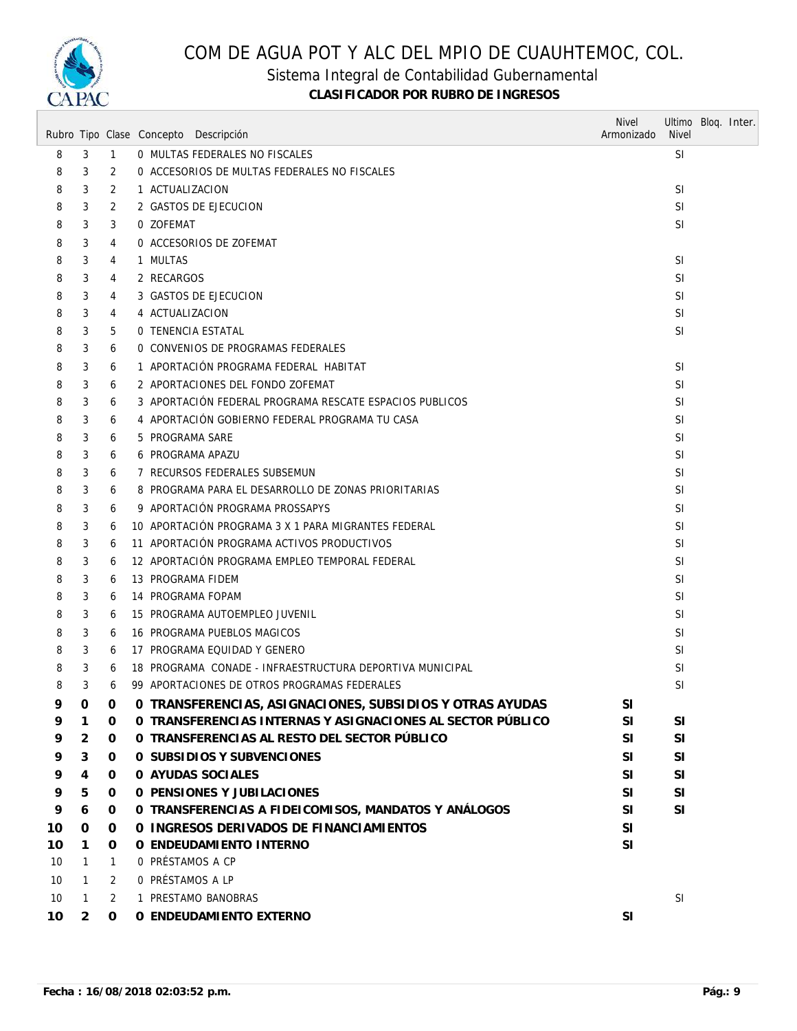# COM DE AGUA POT Y ALC DEL MPIO DE CUAUHTEMOC, COL.

## Sistema Integral de Contabilidad Gubernamental

**CLASIFICADOR POR RUBRO DE INGRESOS**

| Rubro | Tipo | Clase | Concepto | Descripción | Nivel Armonizado | Ultimo Nivel | Bloq. | Inter. |
|---|---|---|---|---|---|---|---|---|
| 8 | 3 | 1 | 0 | MULTAS FEDERALES NO FISCALES | | SI | | |
| 8 | 3 | 2 | 0 | ACCESORIOS DE MULTAS FEDERALES NO FISCALES | | | | |
| 8 | 3 | 2 | 1 | ACTUALIZACION | | SI | | |
| 8 | 3 | 2 | 2 | GASTOS DE EJECUCION | | SI | | |
| 8 | 3 | 3 | 0 | ZOFEMAT | | SI | | |
| 8 | 3 | 4 | 0 | ACCESORIOS DE ZOFEMAT | | | | |
| 8 | 3 | 4 | 1 | MULTAS | | SI | | |
| 8 | 3 | 4 | 2 | RECARGOS | | SI | | |
| 8 | 3 | 4 | 3 | GASTOS DE EJECUCION | | SI | | |
| 8 | 3 | 4 | 4 | ACTUALIZACION | | SI | | |
| 8 | 3 | 5 | 0 | TENENCIA ESTATAL | | SI | | |
| 8 | 3 | 6 | 0 | CONVENIOS DE PROGRAMAS FEDERALES | | | | |
| 8 | 3 | 6 | 1 | APORTACIÓN PROGRAMA FEDERAL HABITAT | | SI | | |
| 8 | 3 | 6 | 2 | APORTACIONES DEL FONDO ZOFEMAT | | SI | | |
| 8 | 3 | 6 | 3 | APORTACIÓN FEDERAL PROGRAMA RESCATE ESPACIOS PUBLICOS | | SI | | |
| 8 | 3 | 6 | 4 | APORTACIÓN GOBIERNO FEDERAL PROGRAMA TU CASA | | SI | | |
| 8 | 3 | 6 | 5 | PROGRAMA SARE | | SI | | |
| 8 | 3 | 6 | 6 | PROGRAMA APAZU | | SI | | |
| 8 | 3 | 6 | 7 | RECURSOS FEDERALES SUBSEMUN | | SI | | |
| 8 | 3 | 6 | 8 | PROGRAMA PARA EL DESARROLLO DE ZONAS PRIORITARIAS | | SI | | |
| 8 | 3 | 6 | 9 | APORTACIÓN PROGRAMA PROSSAPYS | | SI | | |
| 8 | 3 | 6 | 10 | APORTACIÓN PROGRAMA 3 X 1 PARA MIGRANTES FEDERAL | | SI | | |
| 8 | 3 | 6 | 11 | APORTACIÓN PROGRAMA ACTIVOS PRODUCTIVOS | | SI | | |
| 8 | 3 | 6 | 12 | APORTACIÓN PROGRAMA EMPLEO TEMPORAL FEDERAL | | SI | | |
| 8 | 3 | 6 | 13 | PROGRAMA FIDEM | | SI | | |
| 8 | 3 | 6 | 14 | PROGRAMA FOPAM | | SI | | |
| 8 | 3 | 6 | 15 | PROGRAMA AUTOEMPLEO JUVENIL | | SI | | |
| 8 | 3 | 6 | 16 | PROGRAMA PUEBLOS MAGICOS | | SI | | |
| 8 | 3 | 6 | 17 | PROGRAMA EQUIDAD Y GENERO | | SI | | |
| 8 | 3 | 6 | 18 | PROGRAMA CONADE - INFRAESTRUCTURA DEPORTIVA MUNICIPAL | | SI | | |
| 8 | 3 | 6 | 99 | APORTACIONES DE OTROS PROGRAMAS FEDERALES | | SI | | |
| **9** | **0** | **0** | **0** | **TRANSFERENCIAS, ASIGNACIONES, SUBSIDIOS Y OTRAS AYUDAS** | **SI** | | | |
| **9** | **1** | **0** | **0** | **TRANSFERENCIAS INTERNAS Y ASIGNACIONES AL SECTOR PÚBLICO** | **SI** | **SI** | | |
| **9** | **2** | **0** | **0** | **TRANSFERENCIAS AL RESTO DEL SECTOR PÚBLICO** | **SI** | **SI** | | |
| **9** | **3** | **0** | **0** | **SUBSIDIOS Y SUBVENCIONES** | **SI** | **SI** | | |
| **9** | **4** | **0** | **0** | **AYUDAS SOCIALES** | **SI** | **SI** | | |
| **9** | **5** | **0** | **0** | **PENSIONES Y JUBILACIONES** | **SI** | **SI** | | |
| **9** | **6** | **0** | **0** | **TRANSFERENCIAS A FIDEICOMISOS, MANDATOS Y ANÁLOGOS** | **SI** | **SI** | | |
| **10** | **0** | **0** | **0** | **INGRESOS DERIVADOS DE FINANCIAMIENTOS** | **SI** | | | |
| **10** | **1** | **0** | **0** | **ENDEUDAMIENTO INTERNO** | **SI** | | | |
| 10 | 1 | 1 | 0 | PRÉSTAMOS A CP | | | | |
| 10 | 1 | 2 | 0 | PRÉSTAMOS A LP | | | | |
| 10 | 1 | 2 | 1 | PRESTAMO BANOBRAS | | SI | | |
| **10** | **2** | **0** | **0** | **ENDEUDAMIENTO EXTERNO** | **SI** | | | |

**Fecha : 16/08/2018 02:03:52 p.m.**